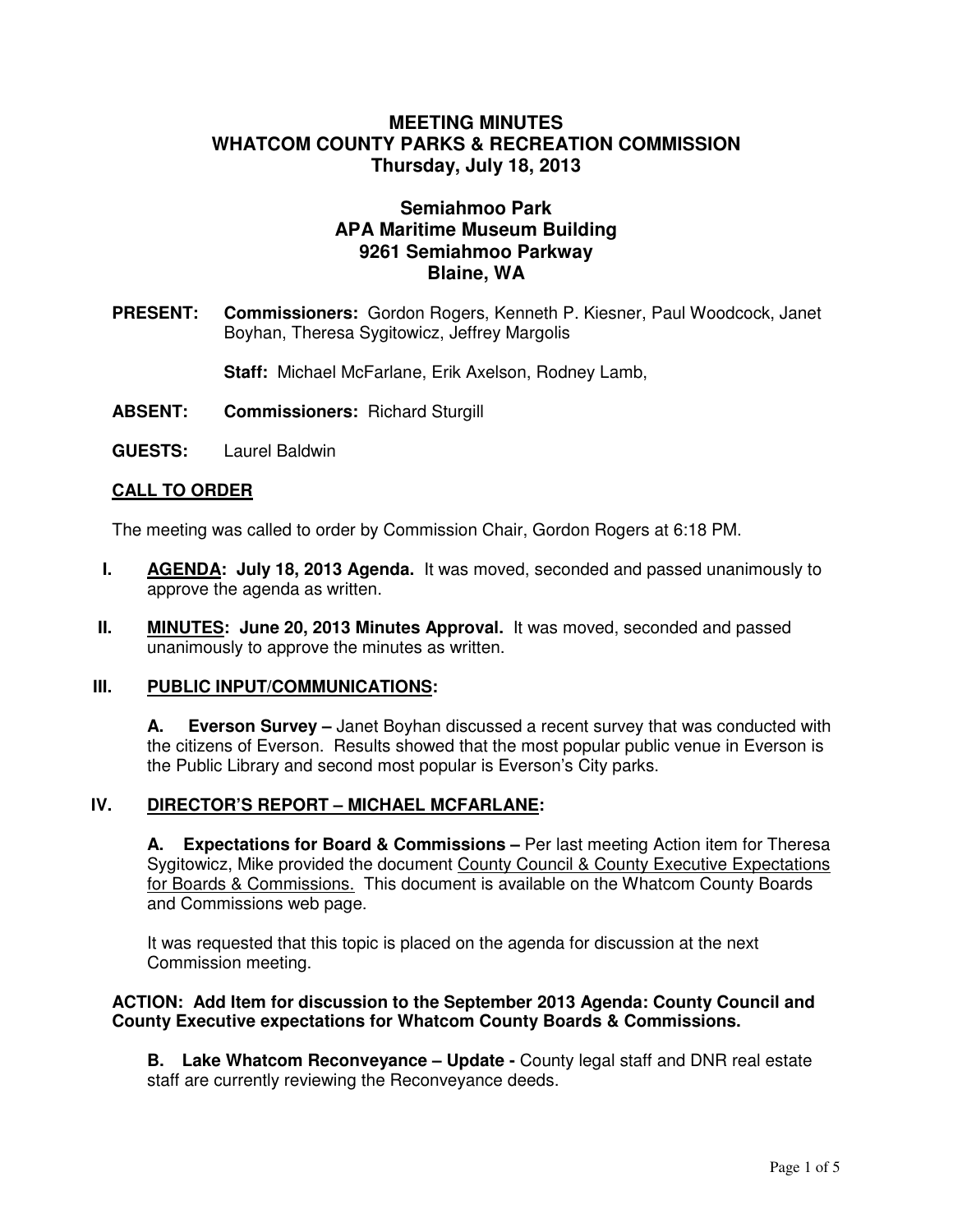# MEETING MINUTES
# WHATCOM COUNTY PARKS & RECREATION COMMISSION
# Thursday, July 18, 2013

## Semiahmoo Park
## APA Maritime Museum Building
## 9261 Semiahmoo Parkway
## Blaine, WA

**PRESENT:** **Commissioners:** Gordon Rogers, Kenneth P. Kiesner, Paul Woodcock, Janet Boyhan, Theresa Sygitowicz, Jeffrey Margolis

**Staff:** Michael McFarlane, Erik Axelson, Rodney Lamb,

**ABSENT:** **Commissioners:** Richard Sturgill

**GUESTS:** Laurel Baldwin

**CALL TO ORDER**

The meeting was called to order by Commission Chair, Gordon Rogers at 6:18 PM.

**I. AGENDA: July 18, 2013 Agenda.** It was moved, seconded and passed unanimously to approve the agenda as written.

**II. MINUTES: June 20, 2013 Minutes Approval.** It was moved, seconded and passed unanimously to approve the minutes as written.

**III. PUBLIC INPUT/COMMUNICATIONS:**

**A. Everson Survey –** Janet Boyhan discussed a recent survey that was conducted with the citizens of Everson. Results showed that the most popular public venue in Everson is the Public Library and second most popular is Everson's City parks.

**IV. DIRECTOR'S REPORT – MICHAEL MCFARLANE:**

**A. Expectations for Board & Commissions –** Per last meeting Action item for Theresa Sygitowicz, Mike provided the document County Council & County Executive Expectations for Boards & Commissions. This document is available on the Whatcom County Boards and Commissions web page.

It was requested that this topic is placed on the agenda for discussion at the next Commission meeting.

**ACTION: Add Item for discussion to the September 2013 Agenda: County Council and County Executive expectations for Whatcom County Boards & Commissions.**

**B. Lake Whatcom Reconveyance – Update -** County legal staff and DNR real estate staff are currently reviewing the Reconveyance deeds.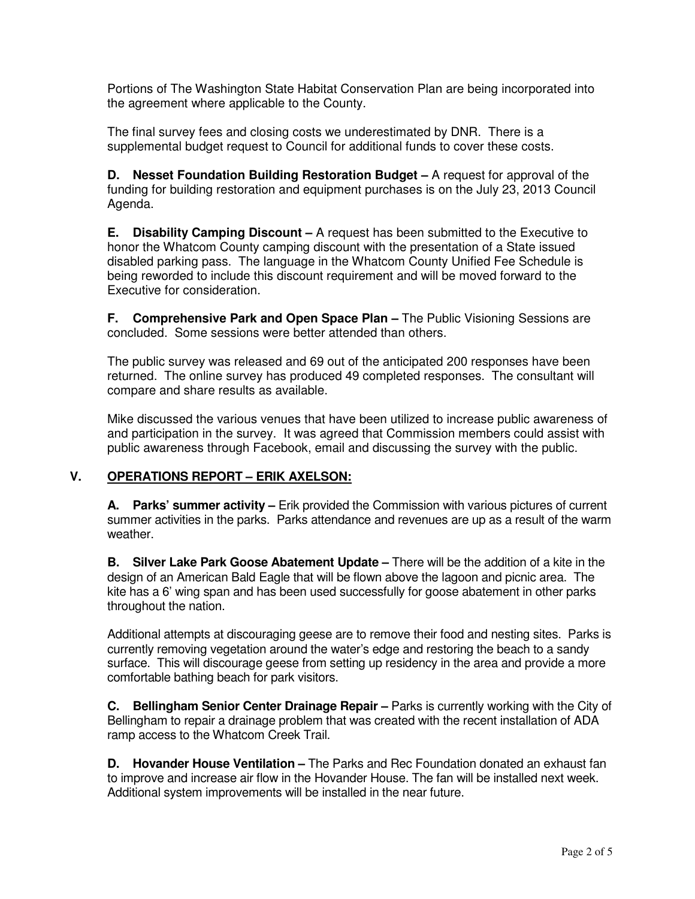Portions of The Washington State Habitat Conservation Plan are being incorporated into the agreement where applicable to the County.

The final survey fees and closing costs we underestimated by DNR. There is a supplemental budget request to Council for additional funds to cover these costs.

**D. Nesset Foundation Building Restoration Budget –** A request for approval of the funding for building restoration and equipment purchases is on the July 23, 2013 Council Agenda.

**E. Disability Camping Discount –** A request has been submitted to the Executive to honor the Whatcom County camping discount with the presentation of a State issued disabled parking pass. The language in the Whatcom County Unified Fee Schedule is being reworded to include this discount requirement and will be moved forward to the Executive for consideration.

**F. Comprehensive Park and Open Space Plan –** The Public Visioning Sessions are concluded. Some sessions were better attended than others.

The public survey was released and 69 out of the anticipated 200 responses have been returned. The online survey has produced 49 completed responses. The consultant will compare and share results as available.

Mike discussed the various venues that have been utilized to increase public awareness of and participation in the survey. It was agreed that Commission members could assist with public awareness through Facebook, email and discussing the survey with the public.

## V. OPERATIONS REPORT – ERIK AXELSON:

**A. Parks' summer activity –** Erik provided the Commission with various pictures of current summer activities in the parks. Parks attendance and revenues are up as a result of the warm weather.

**B. Silver Lake Park Goose Abatement Update –** There will be the addition of a kite in the design of an American Bald Eagle that will be flown above the lagoon and picnic area. The kite has a 6' wing span and has been used successfully for goose abatement in other parks throughout the nation.

Additional attempts at discouraging geese are to remove their food and nesting sites. Parks is currently removing vegetation around the water's edge and restoring the beach to a sandy surface. This will discourage geese from setting up residency in the area and provide a more comfortable bathing beach for park visitors.

**C. Bellingham Senior Center Drainage Repair –** Parks is currently working with the City of Bellingham to repair a drainage problem that was created with the recent installation of ADA ramp access to the Whatcom Creek Trail.

**D. Hovander House Ventilation –** The Parks and Rec Foundation donated an exhaust fan to improve and increase air flow in the Hovander House. The fan will be installed next week. Additional system improvements will be installed in the near future.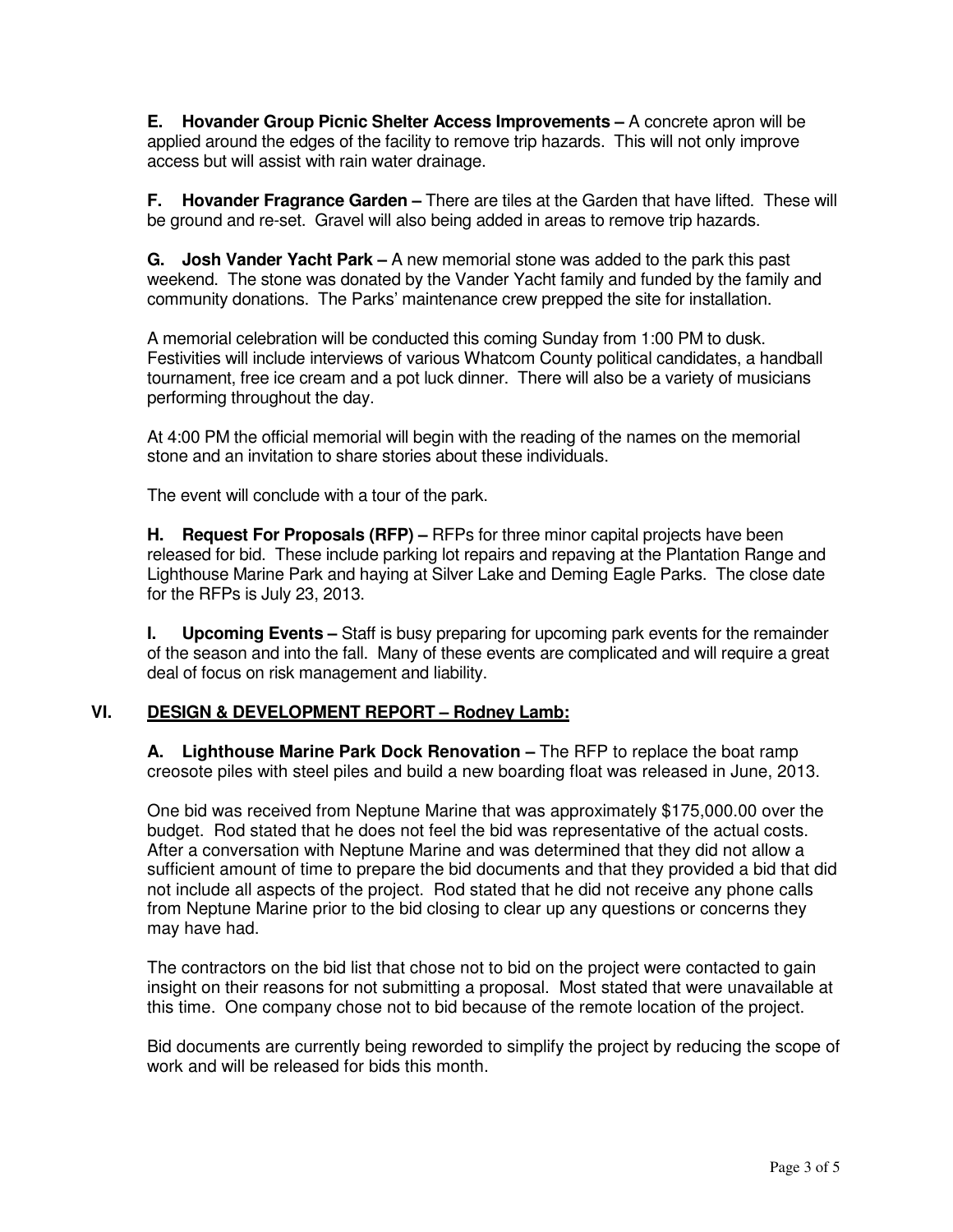**E. Hovander Group Picnic Shelter Access Improvements –** A concrete apron will be applied around the edges of the facility to remove trip hazards. This will not only improve access but will assist with rain water drainage.

**F. Hovander Fragrance Garden –** There are tiles at the Garden that have lifted. These will be ground and re-set. Gravel will also being added in areas to remove trip hazards.

**G. Josh Vander Yacht Park –** A new memorial stone was added to the park this past weekend. The stone was donated by the Vander Yacht family and funded by the family and community donations. The Parks' maintenance crew prepped the site for installation.

A memorial celebration will be conducted this coming Sunday from 1:00 PM to dusk. Festivities will include interviews of various Whatcom County political candidates, a handball tournament, free ice cream and a pot luck dinner. There will also be a variety of musicians performing throughout the day.

At 4:00 PM the official memorial will begin with the reading of the names on the memorial stone and an invitation to share stories about these individuals.

The event will conclude with a tour of the park.

**H. Request For Proposals (RFP) –** RFPs for three minor capital projects have been released for bid. These include parking lot repairs and repaving at the Plantation Range and Lighthouse Marine Park and haying at Silver Lake and Deming Eagle Parks. The close date for the RFPs is July 23, 2013.

**I. Upcoming Events –** Staff is busy preparing for upcoming park events for the remainder of the season and into the fall. Many of these events are complicated and will require a great deal of focus on risk management and liability.

## VI. DESIGN & DEVELOPMENT REPORT – Rodney Lamb:

**A. Lighthouse Marine Park Dock Renovation –** The RFP to replace the boat ramp creosote piles with steel piles and build a new boarding float was released in June, 2013.

One bid was received from Neptune Marine that was approximately $175,000.00 over the budget. Rod stated that he does not feel the bid was representative of the actual costs. After a conversation with Neptune Marine and was determined that they did not allow a sufficient amount of time to prepare the bid documents and that they provided a bid that did not include all aspects of the project. Rod stated that he did not receive any phone calls from Neptune Marine prior to the bid closing to clear up any questions or concerns they may have had.

The contractors on the bid list that chose not to bid on the project were contacted to gain insight on their reasons for not submitting a proposal. Most stated that were unavailable at this time. One company chose not to bid because of the remote location of the project.

Bid documents are currently being reworded to simplify the project by reducing the scope of work and will be released for bids this month.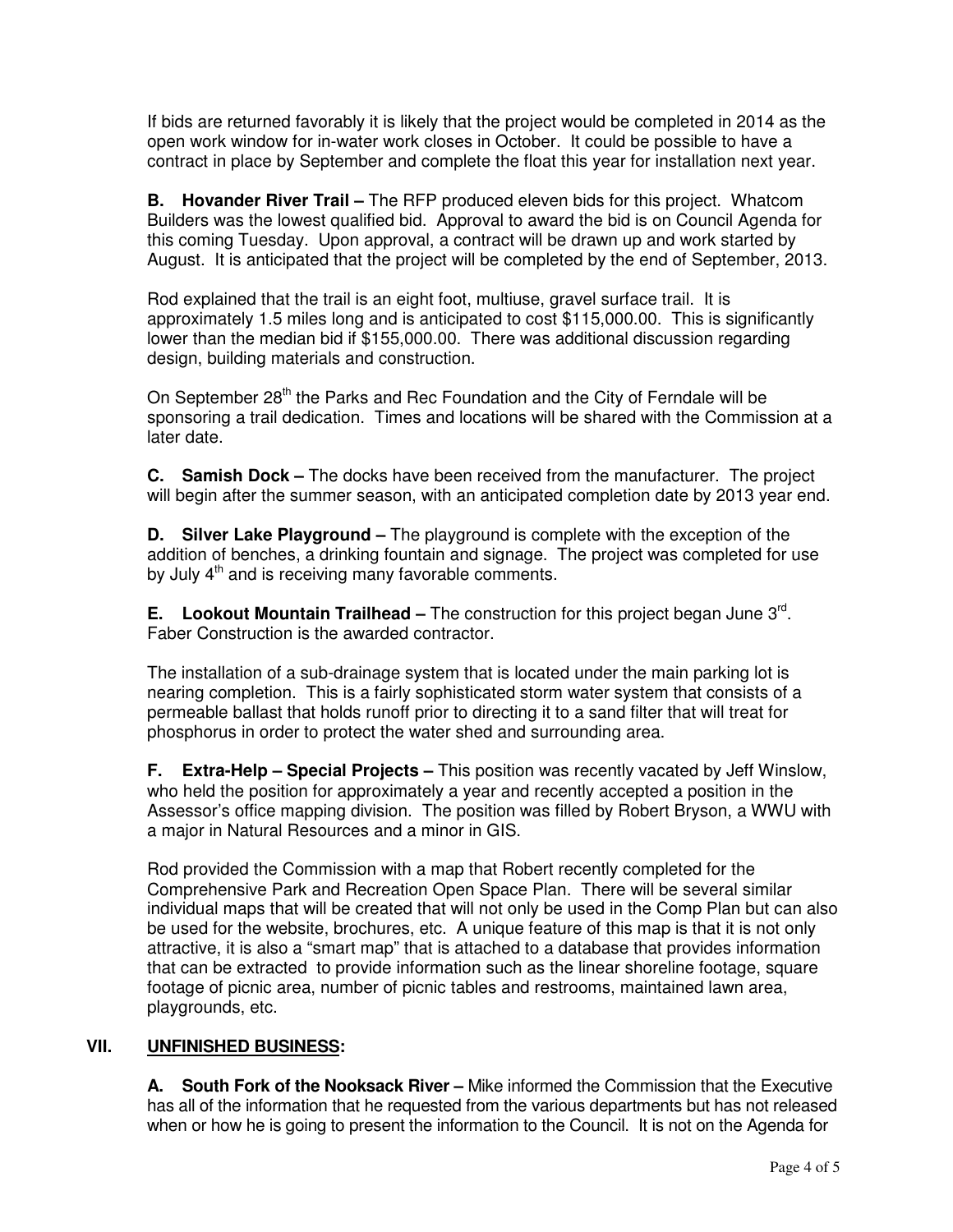If bids are returned favorably it is likely that the project would be completed in 2014 as the open work window for in-water work closes in October. It could be possible to have a contract in place by September and complete the float this year for installation next year.

**B. Hovander River Trail –** The RFP produced eleven bids for this project. Whatcom Builders was the lowest qualified bid. Approval to award the bid is on Council Agenda for this coming Tuesday. Upon approval, a contract will be drawn up and work started by August. It is anticipated that the project will be completed by the end of September, 2013.

Rod explained that the trail is an eight foot, multiuse, gravel surface trail. It is approximately 1.5 miles long and is anticipated to cost $115,000.00. This is significantly lower than the median bid if $155,000.00. There was additional discussion regarding design, building materials and construction.

On September 28th the Parks and Rec Foundation and the City of Ferndale will be sponsoring a trail dedication. Times and locations will be shared with the Commission at a later date.

**C. Samish Dock –** The docks have been received from the manufacturer. The project will begin after the summer season, with an anticipated completion date by 2013 year end.

**D. Silver Lake Playground –** The playground is complete with the exception of the addition of benches, a drinking fountain and signage. The project was completed for use by July 4th and is receiving many favorable comments.

**E. Lookout Mountain Trailhead –** The construction for this project began June 3rd. Faber Construction is the awarded contractor.

The installation of a sub-drainage system that is located under the main parking lot is nearing completion. This is a fairly sophisticated storm water system that consists of a permeable ballast that holds runoff prior to directing it to a sand filter that will treat for phosphorus in order to protect the water shed and surrounding area.

**F. Extra-Help – Special Projects –** This position was recently vacated by Jeff Winslow, who held the position for approximately a year and recently accepted a position in the Assessor's office mapping division. The position was filled by Robert Bryson, a WWU with a major in Natural Resources and a minor in GIS.

Rod provided the Commission with a map that Robert recently completed for the Comprehensive Park and Recreation Open Space Plan. There will be several similar individual maps that will be created that will not only be used in the Comp Plan but can also be used for the website, brochures, etc. A unique feature of this map is that it is not only attractive, it is also a "smart map" that is attached to a database that provides information that can be extracted to provide information such as the linear shoreline footage, square footage of picnic area, number of picnic tables and restrooms, maintained lawn area, playgrounds, etc.

## VII. UNFINISHED BUSINESS:

**A. South Fork of the Nooksack River –** Mike informed the Commission that the Executive has all of the information that he requested from the various departments but has not released when or how he is going to present the information to the Council. It is not on the Agenda for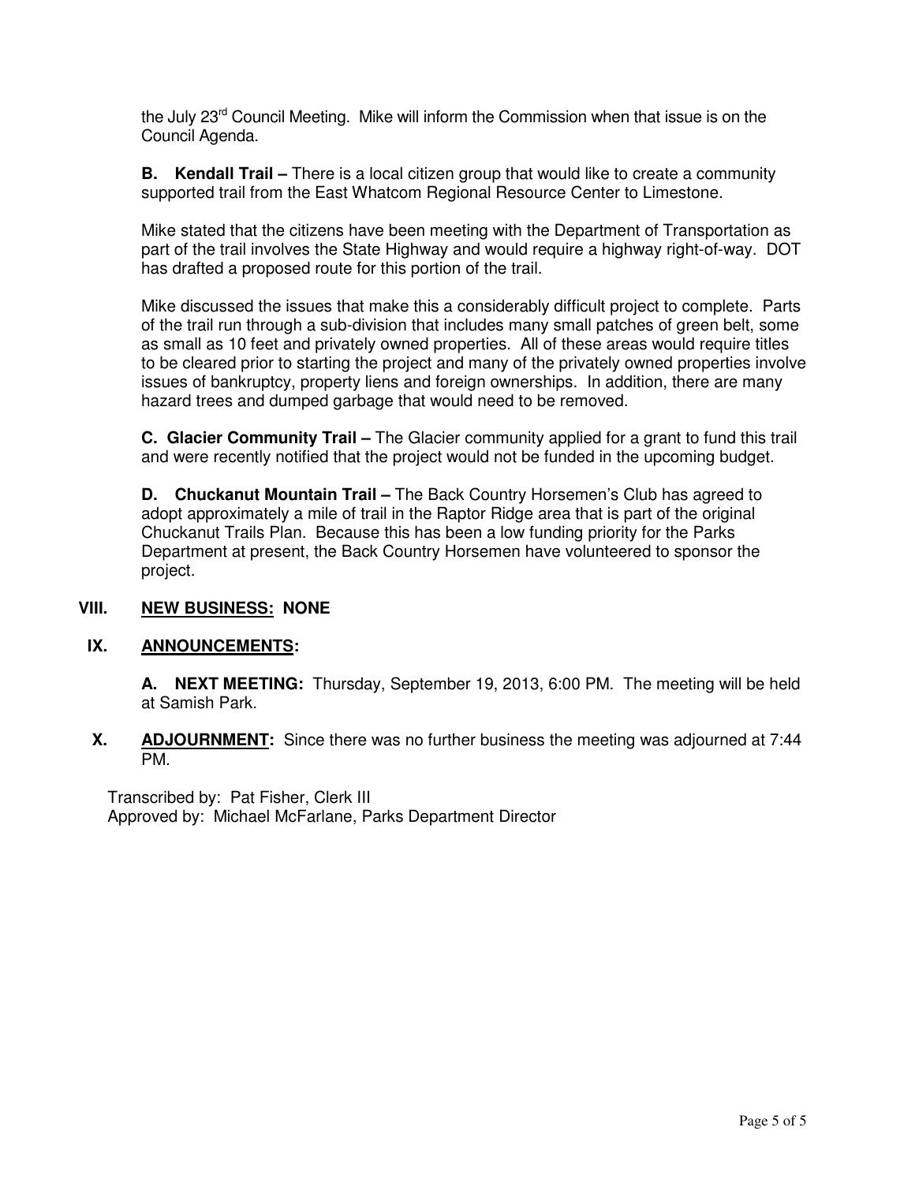the July 23rd Council Meeting. Mike will inform the Commission when that issue is on the Council Agenda.

**B. Kendall Trail –** There is a local citizen group that would like to create a community supported trail from the East Whatcom Regional Resource Center to Limestone.

Mike stated that the citizens have been meeting with the Department of Transportation as part of the trail involves the State Highway and would require a highway right-of-way. DOT has drafted a proposed route for this portion of the trail.

Mike discussed the issues that make this a considerably difficult project to complete. Parts of the trail run through a sub-division that includes many small patches of green belt, some as small as 10 feet and privately owned properties. All of these areas would require titles to be cleared prior to starting the project and many of the privately owned properties involve issues of bankruptcy, property liens and foreign ownerships. In addition, there are many hazard trees and dumped garbage that would need to be removed.

**C. Glacier Community Trail –** The Glacier community applied for a grant to fund this trail and were recently notified that the project would not be funded in the upcoming budget.

**D. Chuckanut Mountain Trail –** The Back Country Horsemen's Club has agreed to adopt approximately a mile of trail in the Raptor Ridge area that is part of the original Chuckanut Trails Plan. Because this has been a low funding priority for the Parks Department at present, the Back Country Horsemen have volunteered to sponsor the project.

## VIII. NEW BUSINESS: NONE

## IX. ANNOUNCEMENTS:

**A. NEXT MEETING:** Thursday, September 19, 2013, 6:00 PM. The meeting will be held at Samish Park.

## X. ADJOURNMENT:

Since there was no further business the meeting was adjourned at 7:44 PM.

Transcribed by: Pat Fisher, Clerk III
Approved by: Michael McFarlane, Parks Department Director